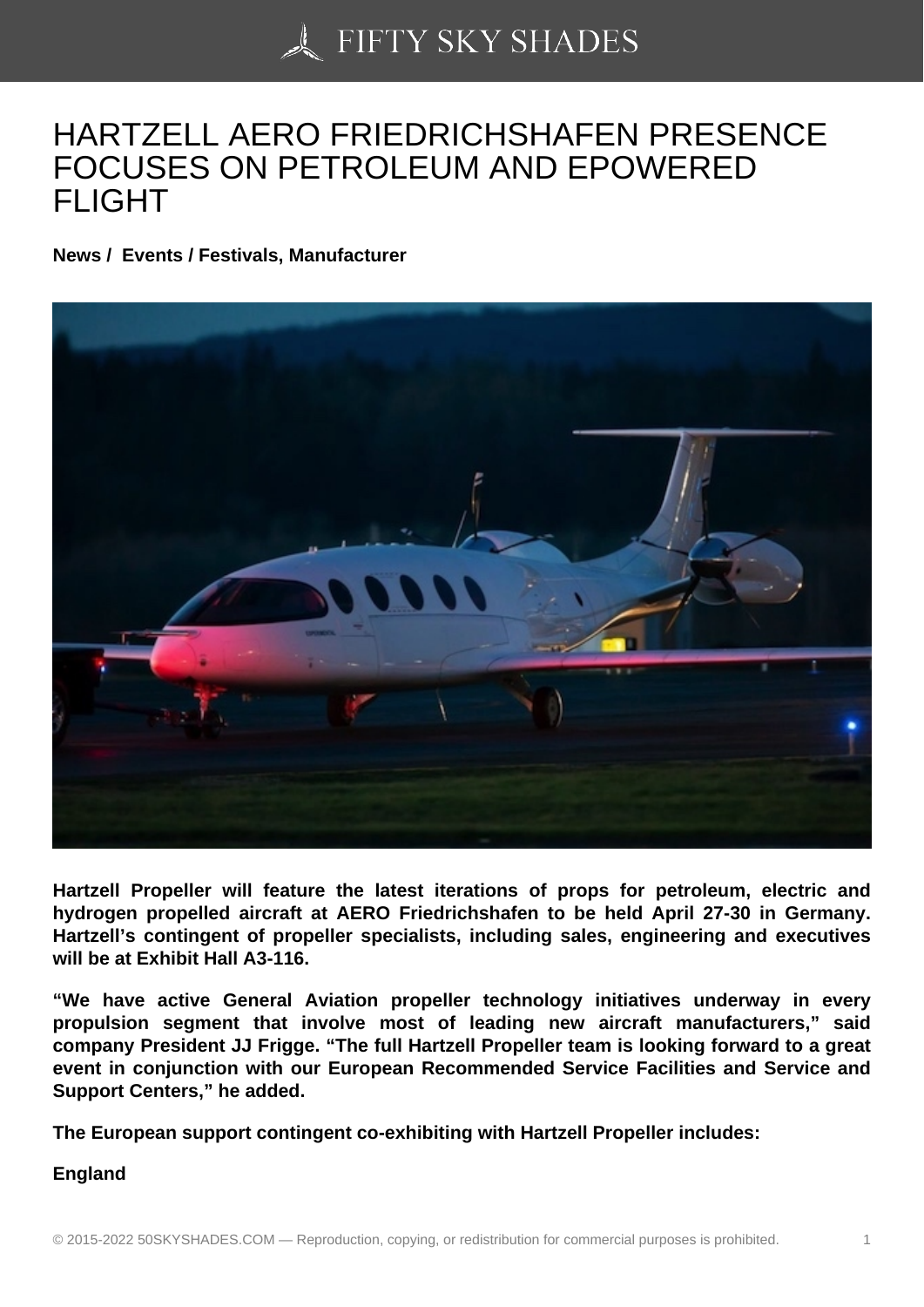# HARTZELL AERO FRIEDRICHSHAFEN PRESENCE FOCUSES ON PETROLEUM AND EPOWERED FLIGHT

**News / Events / Festivals, Manufacturer**

**Hartzell Propeller will feature the latest iterations of props for petroleum, electric and hydrogen propelled aircraft at AERO Friedrichshafen to be held April 27-30 in Germany. Hartzell's contingent of propeller specialists, including sales, engineering and executives will be at Exhibit Hall A3-116.**

**"We have active General Aviation propeller technology initiatives underway in every propulsion segment that involve most of leading new aircraft manufacturers," said company President JJ Frigge. "The full Hartzell Propeller team is looking forward to a great event in conjunction with our European Recommended Service Facilities and Service and Support Centers," he added.**

**The European support contingent co-exhibiting with Hartzell Propeller includes:**

**England**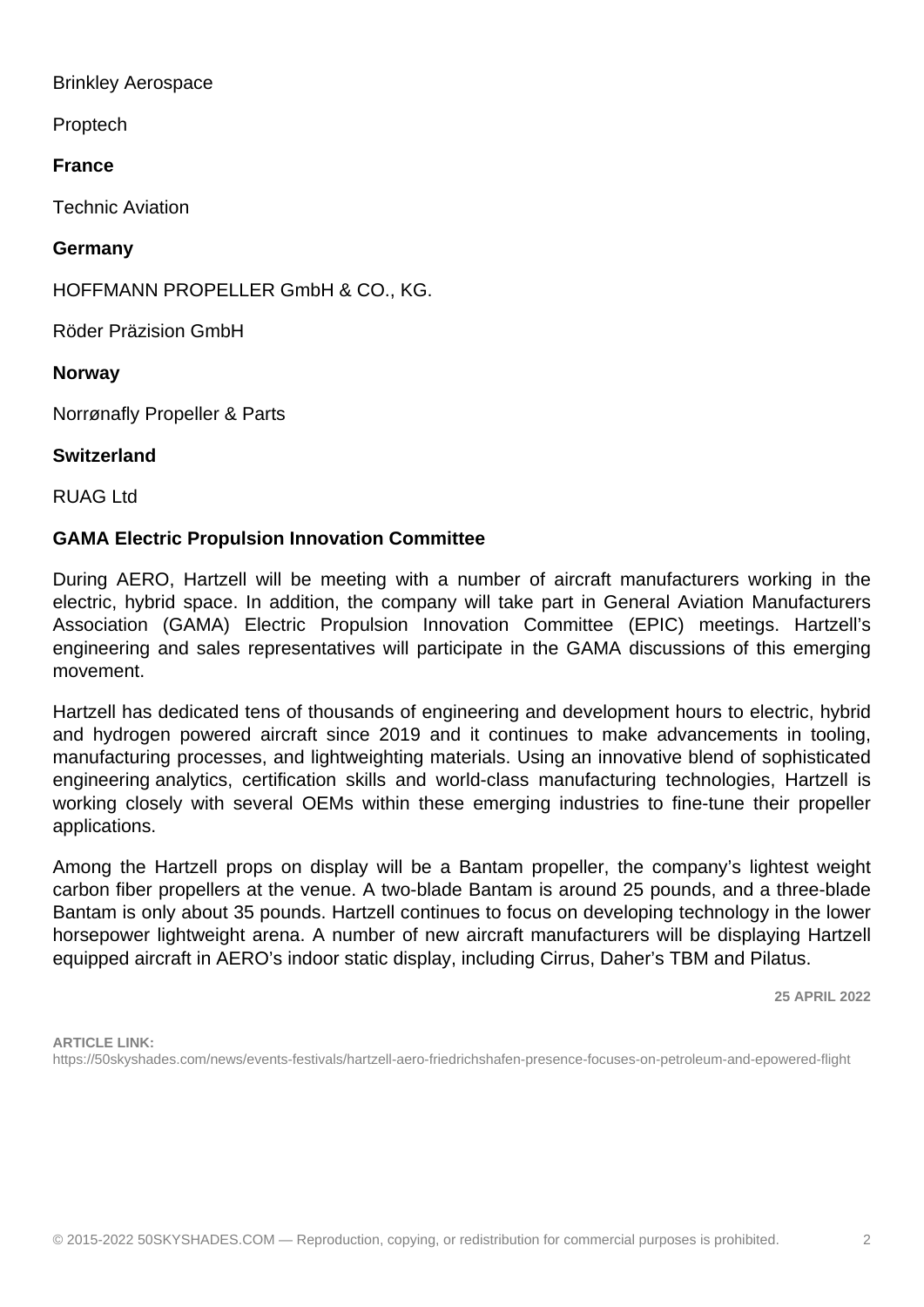Brinkley Aerospace

Proptech

**France**

Technic Aviation

**Germany**

HOFFMANN PROPELLER GmbH & CO., KG.

Röder Präzision GmbH

**Norway**

Norrønafly Propeller & Parts

**Switzerland**

RUAG Ltd

**GAMA Electric Propulsion Innovation Committee**

During AERO, Hartzell will be meeting with a number of aircraft manufacturers working in the electric, hybrid space. In addition, the company will take part in General Aviation Manufacturers Association (GAMA) Electric Propulsion Innovation Committee (EPIC) meetings. Hartzell's engineering and sales representatives will participate in the GAMA discussions of this emerging movement.

Hartzell has dedicated tens of thousands of engineering and development hours to electric, hybrid and hydrogen powered aircraft since 2019 and it continues to make advancements in tooling, manufacturing processes, and lightweighting materials. Using an innovative blend of sophisticated engineering analytics, certification skills and world-class manufacturing technologies, Hartzell is working closely with several OEMs within these emerging industries to fine-tune their propeller applications.

Among the Hartzell props on display will be a Bantam propeller, the company's lightest weight carbon fiber propellers at the venue. A two-blade Bantam is around 25 pounds, and a three-blade Bantam is only about 35 pounds. Hartzell continues to focus on developing technology in the lower horsepower lightweight arena. A number of new aircraft manufacturers will be displaying Hartzell equipped aircraft in AERO's indoor static display, including Cirrus, Daher's TBM and Pilatus.

**25 APRIL 2022**

**ARTICLE LINK:**
https://50skyshades.com/news/events-festivals/hartzell-aero-friedrichshafen-presence-focuses-on-petroleum-and-epowered-flight